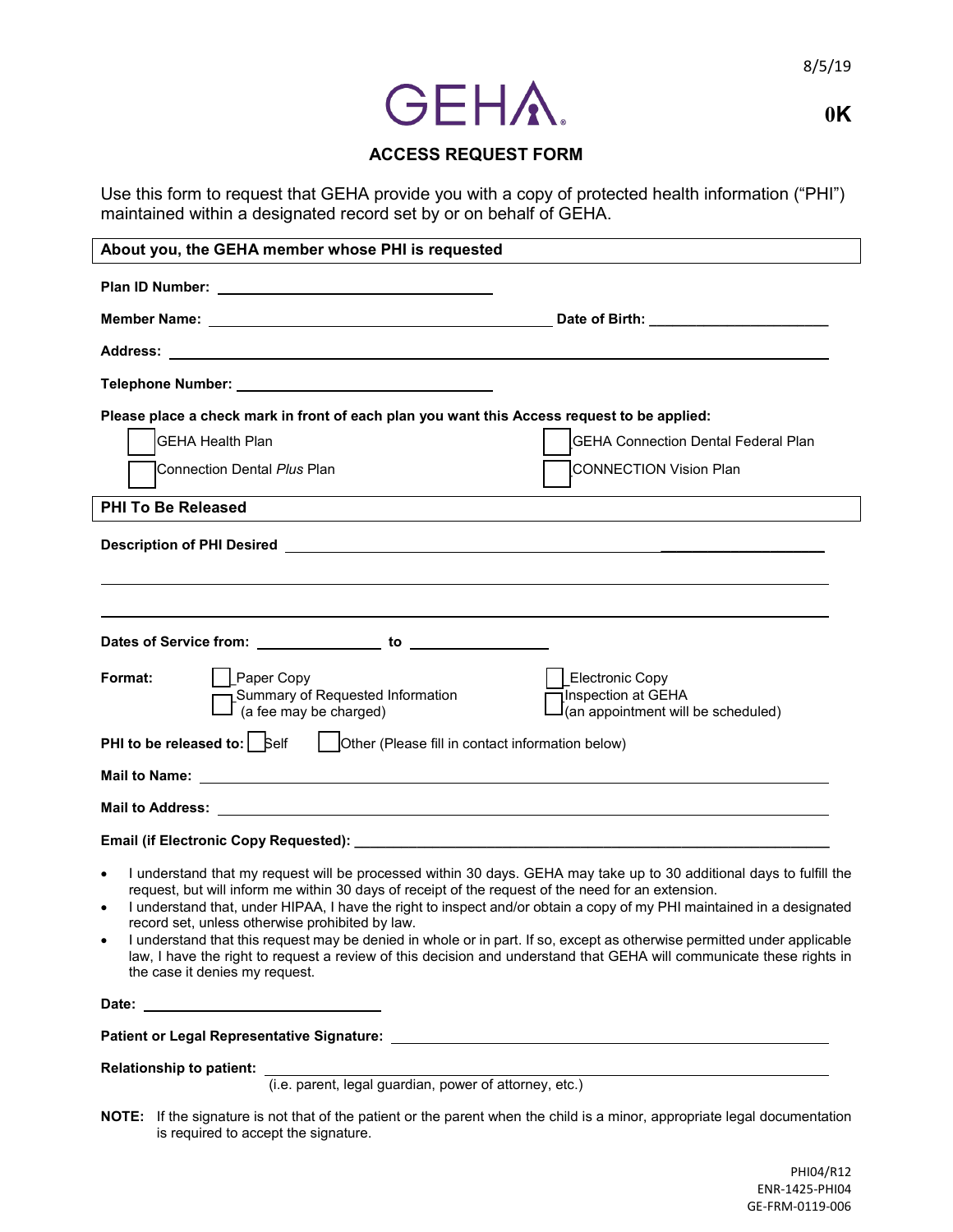8/5/19

**0K**

GEHA

## ACCESS REQUEST FORM

Use this form to request that GEHA provide you with a copy of protected health information ("PHI") maintained within a designated record set by or on behalf of GEHA.

### About you, the GEHA member whose PHI is requested

**Plan ID Number:** ______________________________

**Member Name:** ______________________________ **Date of Birth:** ______________________

**Address:** ______________________________________________________________

**Telephone Number:** ______________________________

**Please place a check mark in front of each plan you want this Access request to be applied:**

- ☐ GEHA Health Plan
- ☐ GEHA Connection Dental Federal Plan
- ☐ Connection Dental *Plus* Plan
- ☐ CONNECTION Vision Plan

### PHI To Be Released

**Description of PHI Desired** ______________________________________________________________

______________________________________________________________

______________________________________________________________

**Dates of Service from:** ________________ **to** ________________

**Format:**

- ☐ Paper Copy
- ☐ Electronic Copy
- ☐ Summary of Requested Information (a fee may be charged)
- ☐ Inspection at GEHA (an appointment will be scheduled)

**PHI to be released to:** ☐ Self ☐ Other (Please fill in contact information below)

**Mail to Name:** ______________________________________________________________

**Mail to Address:** ______________________________________________________________

**Email (if Electronic Copy Requested):** ______________________________________________________________

- I understand that my request will be processed within 30 days. GEHA may take up to 30 additional days to fulfill the request, but will inform me within 30 days of receipt of the request of the need for an extension.
- I understand that, under HIPAA, I have the right to inspect and/or obtain a copy of my PHI maintained in a designated record set, unless otherwise prohibited by law.
- I understand that this request may be denied in whole or in part. If so, except as otherwise permitted under applicable law, I have the right to request a review of this decision and understand that GEHA will communicate these rights in the case it denies my request.

**Date:** ______________________________

**Patient or Legal Representative Signature:** ______________________________________________________________

**Relationship to patient:** ______________________________________________________________
(i.e. parent, legal guardian, power of attorney, etc.)

**NOTE:** If the signature is not that of the patient or the parent when the child is a minor, appropriate legal documentation is required to accept the signature.

PHI04/R12
ENR-1425-PHI04
GE-FRM-0119-006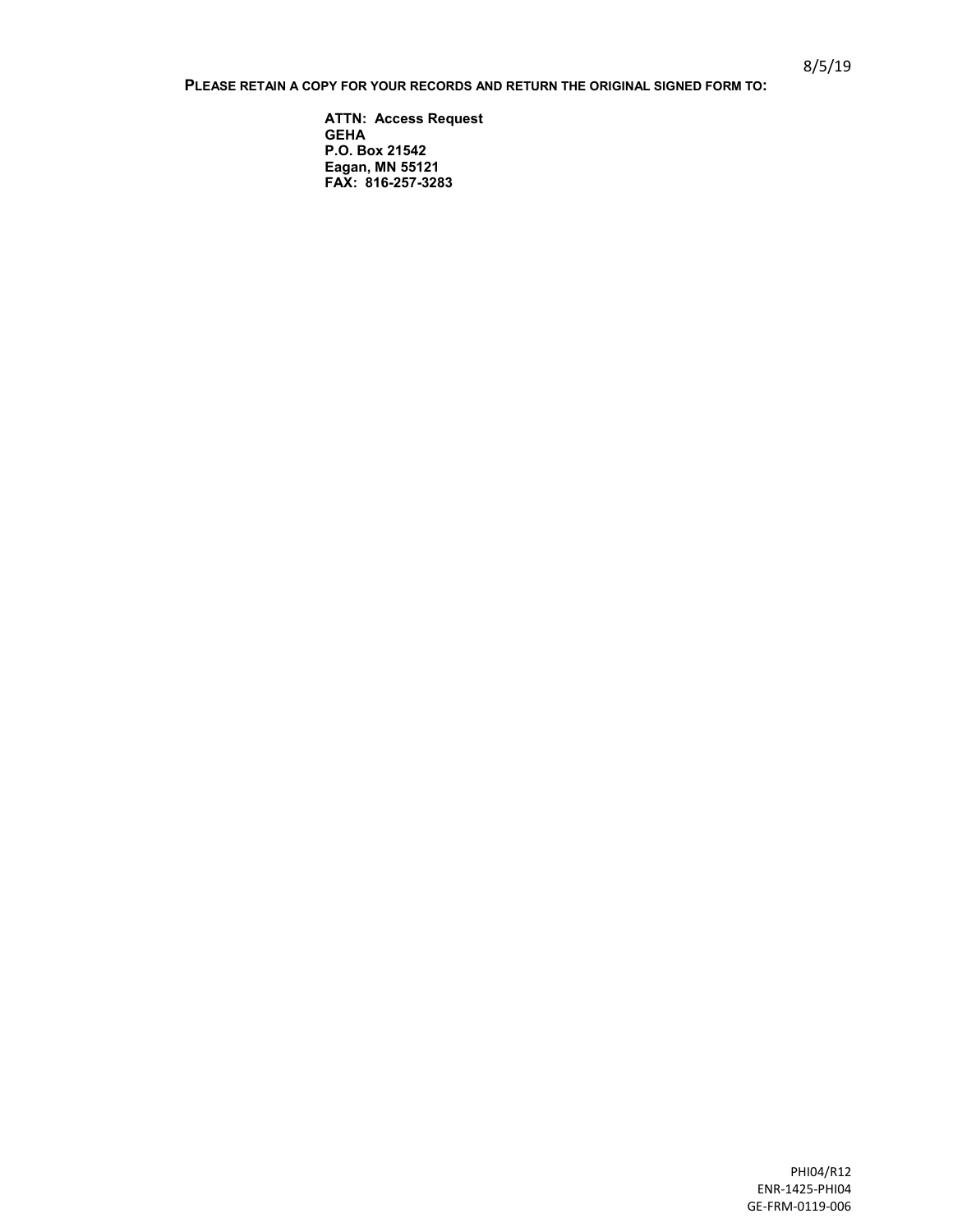**PLEASE RETAIN A COPY FOR YOUR RECORDS AND RETURN THE ORIGINAL SIGNED FORM TO:**

**ATTN: Access Request**
**GEHA**
**P.O. Box 21542**
**Eagan, MN 55121**
**FAX: 816-257-3283**